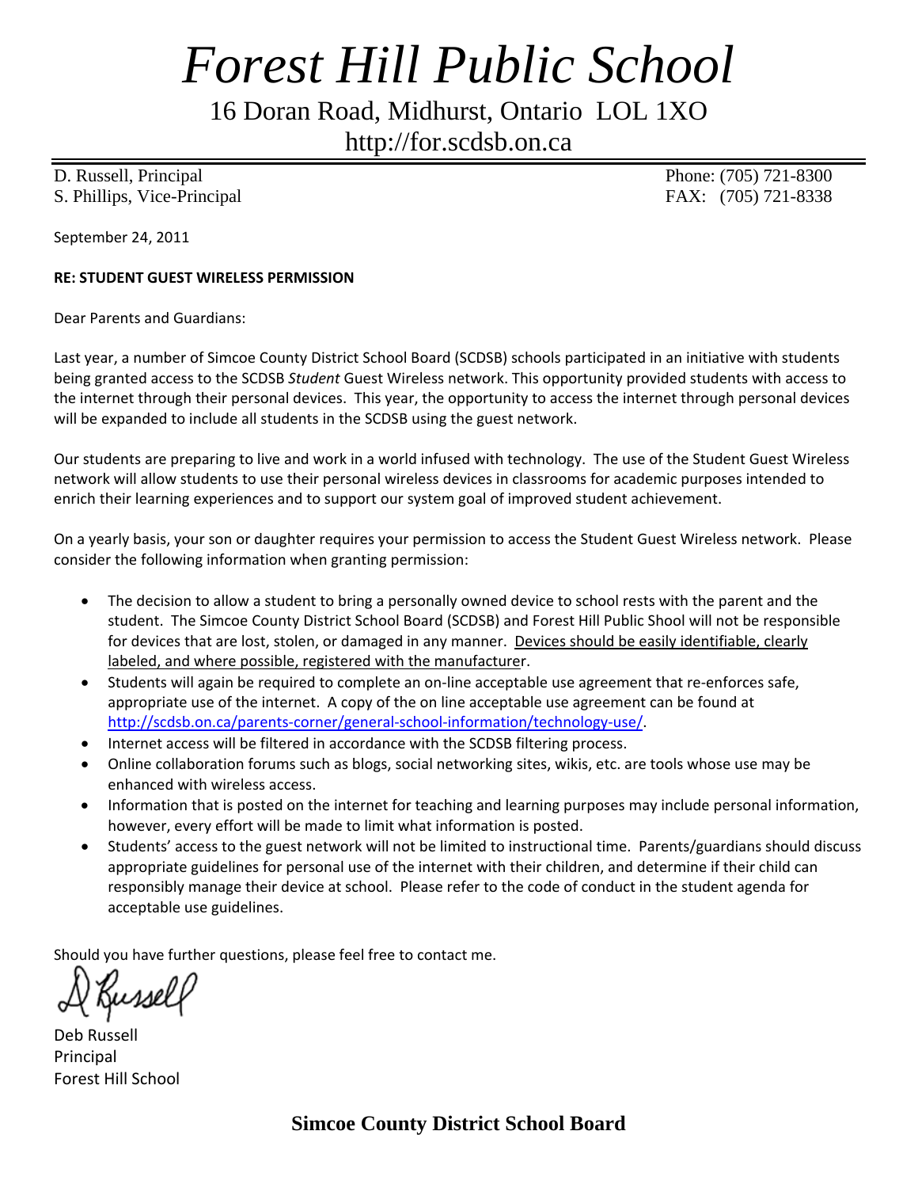# *Forest Hill Public School*

16 Doran Road, Midhurst, Ontario LOL 1XO

http://for.scdsb.on.ca

D. Russell, Principal
S. Phillips, Vice-Principal

Phone: (705) 721-8300
FAX: (705) 721-8338

September 24, 2011

**RE: STUDENT GUEST WIRELESS PERMISSION**

Dear Parents and Guardians:

Last year, a number of Simcoe County District School Board (SCDSB) schools participated in an initiative with students being granted access to the SCDSB *Student* Guest Wireless network. This opportunity provided students with access to the internet through their personal devices. This year, the opportunity to access the internet through personal devices will be expanded to include all students in the SCDSB using the guest network.

Our students are preparing to live and work in a world infused with technology. The use of the Student Guest Wireless network will allow students to use their personal wireless devices in classrooms for academic purposes intended to enrich their learning experiences and to support our system goal of improved student achievement.

On a yearly basis, your son or daughter requires your permission to access the Student Guest Wireless network. Please consider the following information when granting permission:

- The decision to allow a student to bring a personally owned device to school rests with the parent and the student. The Simcoe County District School Board (SCDSB) and Forest Hill Public Shool will not be responsible for devices that are lost, stolen, or damaged in any manner. <u>Devices should be easily identifiable, clearly labeled, and where possible, registered with the manufacturer</u>.
- Students will again be required to complete an on-line acceptable use agreement that re-enforces safe, appropriate use of the internet. A copy of the on line acceptable use agreement can be found at http://scdsb.on.ca/parents-corner/general-school-information/technology-use/.
- Internet access will be filtered in accordance with the SCDSB filtering process.
- Online collaboration forums such as blogs, social networking sites, wikis, etc. are tools whose use may be enhanced with wireless access.
- Information that is posted on the internet for teaching and learning purposes may include personal information, however, every effort will be made to limit what information is posted.
- Students' access to the guest network will not be limited to instructional time. Parents/guardians should discuss appropriate guidelines for personal use of the internet with their children, and determine if their child can responsibly manage their device at school. Please refer to the code of conduct in the student agenda for acceptable use guidelines.

Should you have further questions, please feel free to contact me.

D Russell

Deb Russell
Principal
Forest Hill School

**Simcoe County District School Board**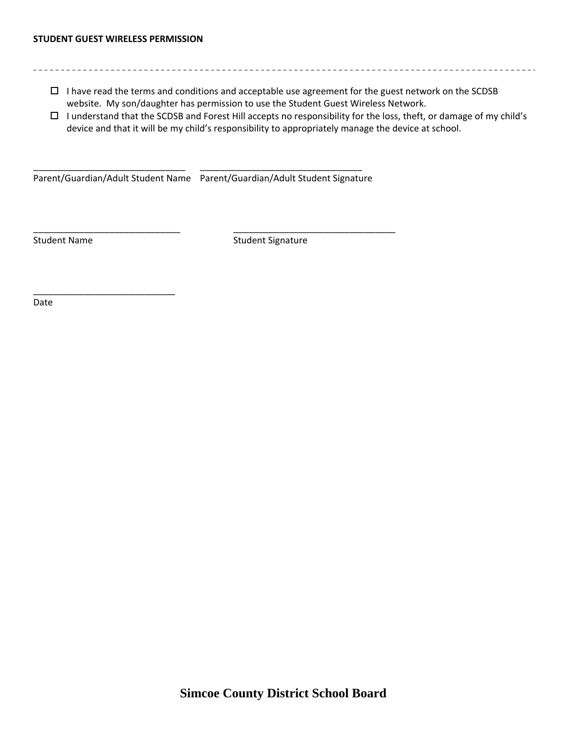**STUDENT GUEST WIRELESS PERMISSION**

---

- ☐ I have read the terms and conditions and acceptable use agreement for the guest network on the SCDSB website. My son/daughter has permission to use the Student Guest Wireless Network.
- ☐ I understand that the SCDSB and Forest Hill accepts no responsibility for the loss, theft, or damage of my child's device and that it will be my child's responsibility to appropriately manage the device at school.

______________________________ ________________________________
Parent/Guardian/Adult Student Name Parent/Guardian/Adult Student Signature

_____________________________ ________________________________
Student Name Student Signature

____________________________
Date

**Simcoe County District School Board**